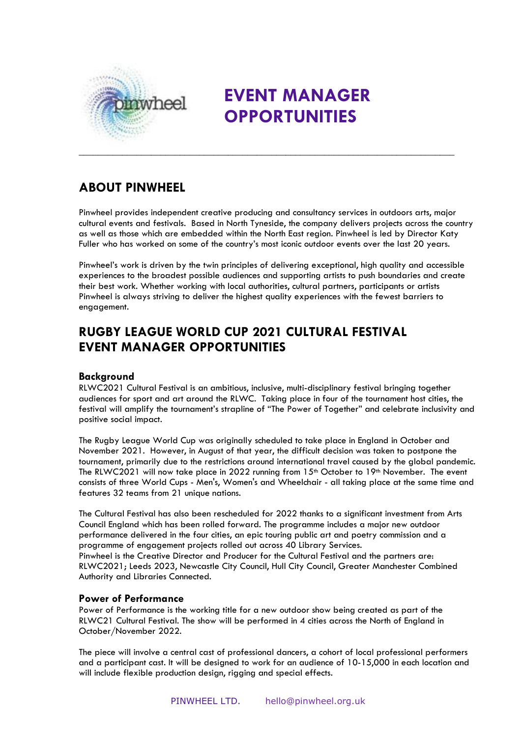# EVENT MANAGER OPPORTUNITIES

## ABOUT PINWHEEL

Pinwheel provides independent creative producing and consultancy services in outdoors arts, major cultural events and festivals. Based in North Tyneside, the company delivers projects across the country as well as those which are embedded within the North East region. Pinwheel is led by Director Katy Fuller who has worked on some of the country's most iconic outdoor events over the last 20 years.

Pinwheel's work is driven by the twin principles of delivering exceptional, high quality and accessible experiences to the broadest possible audiences and supporting artists to push boundaries and create their best work. Whether working with local authorities, cultural partners, participants or artists Pinwheel is always striving to deliver the highest quality experiences with the fewest barriers to engagement.

## RUGBY LEAGUE WORLD CUP 2021 CULTURAL FESTIVAL EVENT MANAGER OPPORTUNITIES

### Background

RLWC2021 Cultural Festival is an ambitious, inclusive, multi-disciplinary festival bringing together audiences for sport and art around the RLWC. Taking place in four of the tournament host cities, the festival will amplify the tournament's strapline of "The Power of Together" and celebrate inclusivity and positive social impact.

The Rugby League World Cup was originally scheduled to take place in England in October and November 2021. However, in August of that year, the difficult decision was taken to postpone the tournament, primarily due to the restrictions around international travel caused by the global pandemic. The RLWC2021 will now take place in 2022 running from 15th October to 19th November. The event consists of three World Cups - Men's, Women's and Wheelchair - all taking place at the same time and features 32 teams from 21 unique nations.

The Cultural Festival has also been rescheduled for 2022 thanks to a significant investment from Arts Council England which has been rolled forward. The programme includes a major new outdoor performance delivered in the four cities, an epic touring public art and poetry commission and a programme of engagement projects rolled out across 40 Library Services.
Pinwheel is the Creative Director and Producer for the Cultural Festival and the partners are: RLWC2021; Leeds 2023, Newcastle City Council, Hull City Council, Greater Manchester Combined Authority and Libraries Connected.

### Power of Performance

Power of Performance is the working title for a new outdoor show being created as part of the RLWC21 Cultural Festival. The show will be performed in 4 cities across the North of England in October/November 2022.

The piece will involve a central cast of professional dancers, a cohort of local professional performers and a participant cast. It will be designed to work for an audience of 10-15,000 in each location and will include flexible production design, rigging and special effects.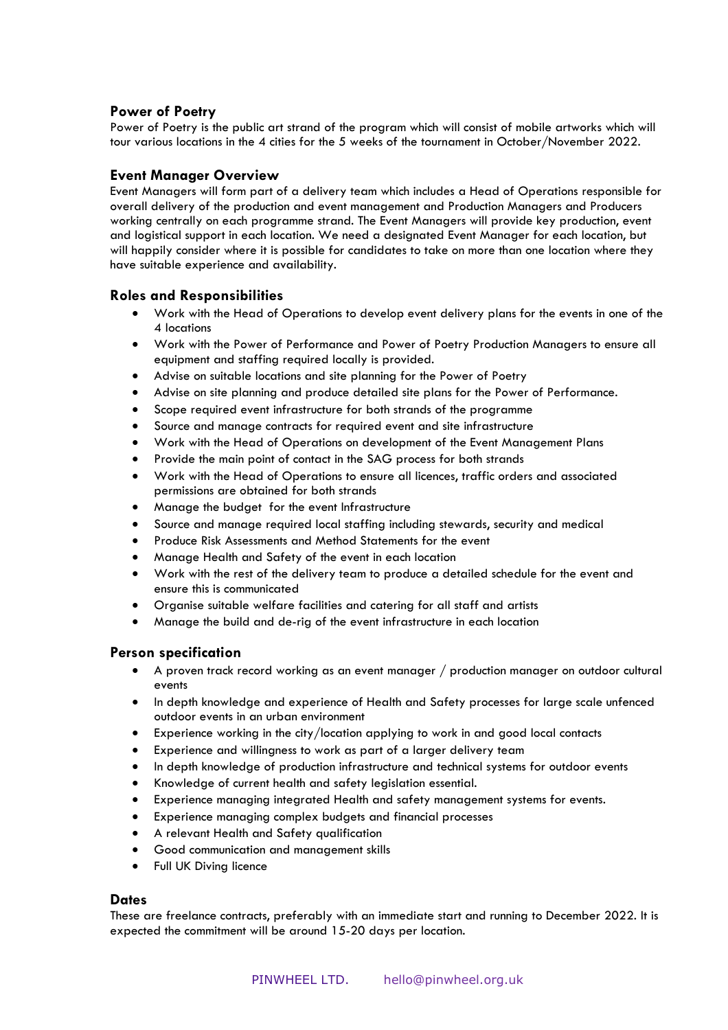## Power of Poetry

Power of Poetry is the public art strand of the program which will consist of mobile artworks which will tour various locations in the 4 cities for the 5 weeks of the tournament in October/November 2022.

## Event Manager Overview

Event Managers will form part of a delivery team which includes a Head of Operations responsible for overall delivery of the production and event management and Production Managers and Producers working centrally on each programme strand. The Event Managers will provide key production, event and logistical support in each location. We need a designated Event Manager for each location, but will happily consider where it is possible for candidates to take on more than one location where they have suitable experience and availability.

## Roles and Responsibilities

- Work with the Head of Operations to develop event delivery plans for the events in one of the 4 locations
- Work with the Power of Performance and Power of Poetry Production Managers to ensure all equipment and staffing required locally is provided.
- Advise on suitable locations and site planning for the Power of Poetry
- Advise on site planning and produce detailed site plans for the Power of Performance.
- Scope required event infrastructure for both strands of the programme
- Source and manage contracts for required event and site infrastructure
- Work with the Head of Operations on development of the Event Management Plans
- Provide the main point of contact in the SAG process for both strands
- Work with the Head of Operations to ensure all licences, traffic orders and associated permissions are obtained for both strands
- Manage the budget for the event Infrastructure
- Source and manage required local staffing including stewards, security and medical
- Produce Risk Assessments and Method Statements for the event
- Manage Health and Safety of the event in each location
- Work with the rest of the delivery team to produce a detailed schedule for the event and ensure this is communicated
- Organise suitable welfare facilities and catering for all staff and artists
- Manage the build and de-rig of the event infrastructure in each location

## Person specification

- A proven track record working as an event manager / production manager on outdoor cultural events
- In depth knowledge and experience of Health and Safety processes for large scale unfenced outdoor events in an urban environment
- Experience working in the city/location applying to work in and good local contacts
- Experience and willingness to work as part of a larger delivery team
- In depth knowledge of production infrastructure and technical systems for outdoor events
- Knowledge of current health and safety legislation essential.
- Experience managing integrated Health and safety management systems for events.
- Experience managing complex budgets and financial processes
- A relevant Health and Safety qualification
- Good communication and management skills
- Full UK Diving licence

## Dates

These are freelance contracts, preferably with an immediate start and running to December 2022. It is expected the commitment will be around 15-20 days per location.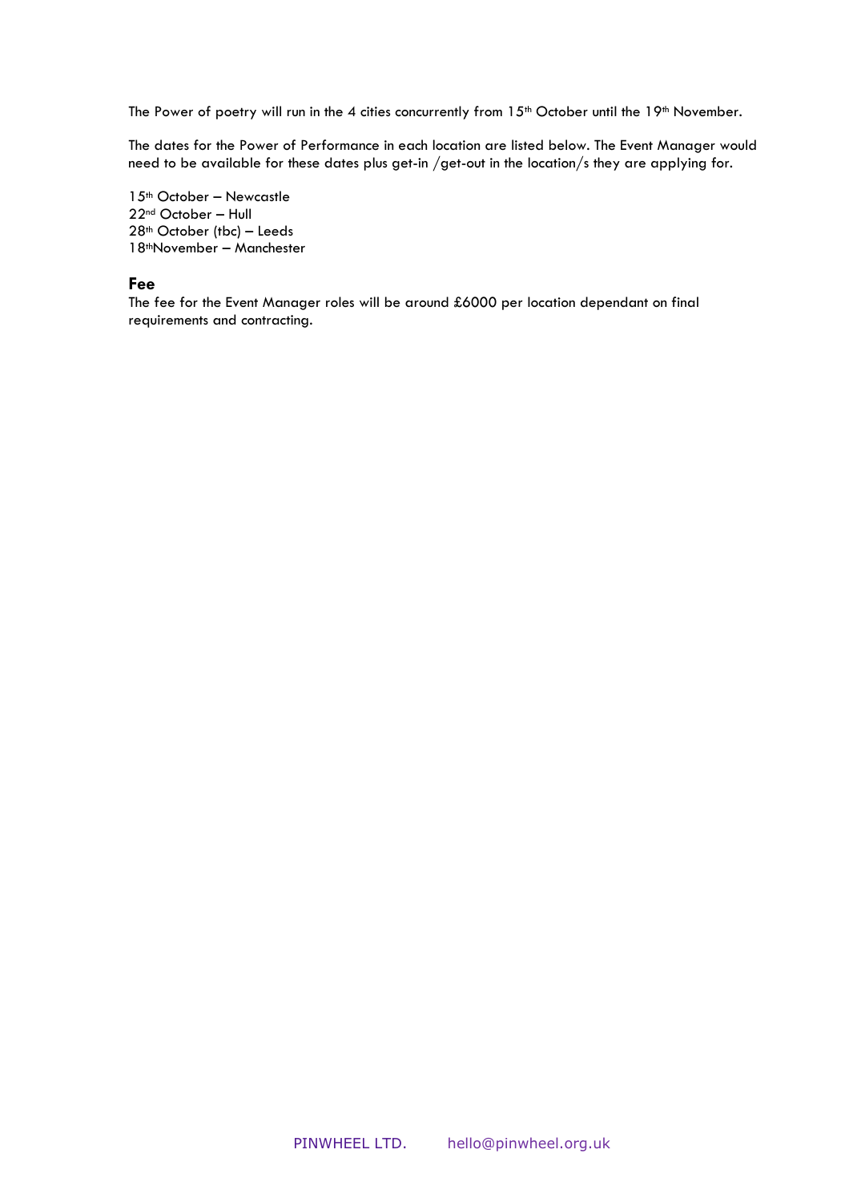The Power of poetry will run in the 4 cities concurrently from 15th October until the 19th November.

The dates for the Power of Performance in each location are listed below. The Event Manager would need to be available for these dates plus get-in /get-out in the location/s they are applying for.

15th October – Newcastle
22nd October – Hull
28th October (tbc) – Leeds
18thNovember – Manchester

## Fee

The fee for the Event Manager roles will be around £6000 per location dependant on final requirements and contracting.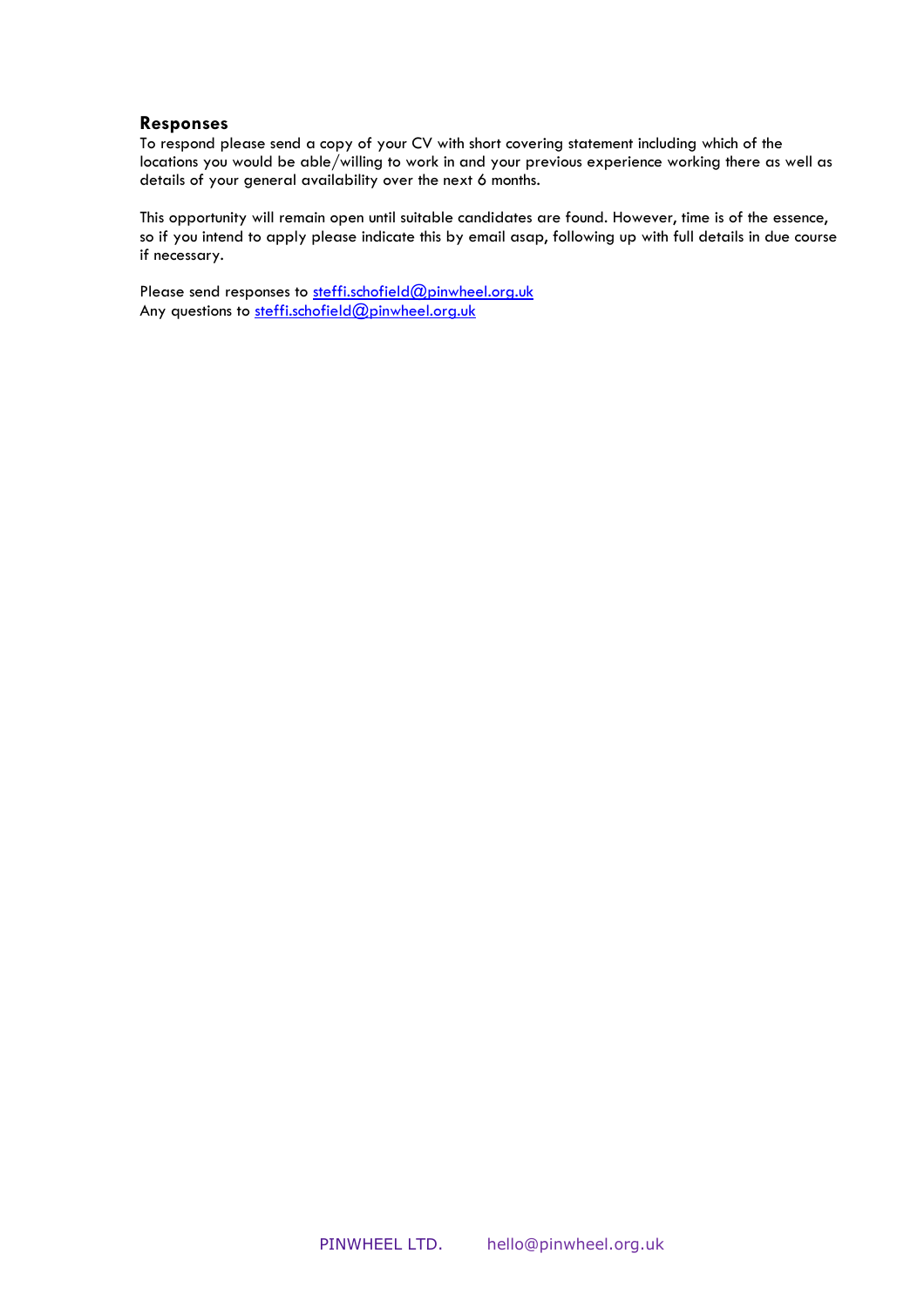## Responses

To respond please send a copy of your CV with short covering statement including which of the locations you would be able/willing to work in and your previous experience working there as well as details of your general availability over the next 6 months.

This opportunity will remain open until suitable candidates are found. However, time is of the essence, so if you intend to apply please indicate this by email asap, following up with full details in due course if necessary.

Please send responses to steffi.schofield@pinwheel.org.uk
Any questions to steffi.schofield@pinwheel.org.uk